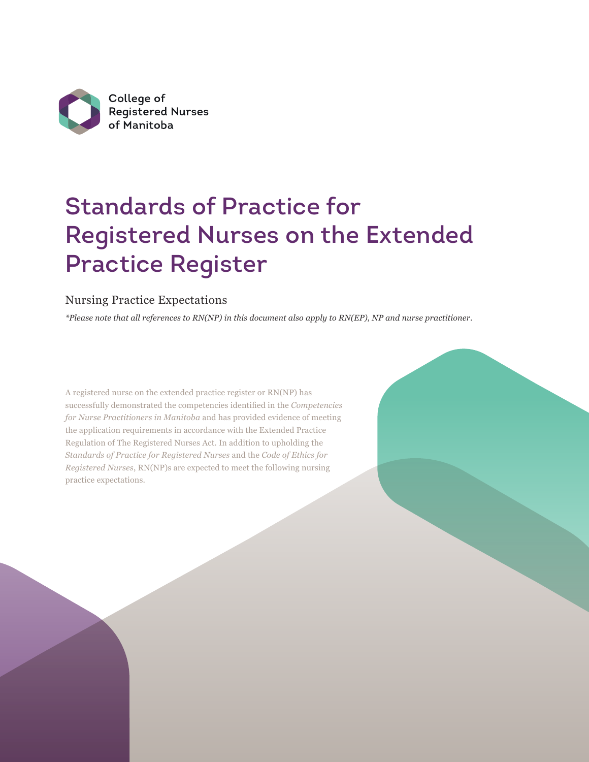College of Registered Nurses of Manitoba

# Standards of Practice for Registered Nurses on the Extended Practice Register

## Nursing Practice Expectations

*\*Please note that all references to RN(NP) in this document also apply to RN(EP), NP and nurse practitioner.*

A registered nurse on the extended practice register or RN(NP) has successfully demonstrated the competencies identified in the *Competencies for Nurse Practitioners in Manitoba* and has provided evidence of meeting the application requirements in accordance with the Extended Practice Regulation of The Registered Nurses Act. In addition to upholding the *Standards of Practice for Registered Nurses* and the *Code of Ethics for Registered Nurses*, RN(NP)s are expected to meet the following nursing practice expectations.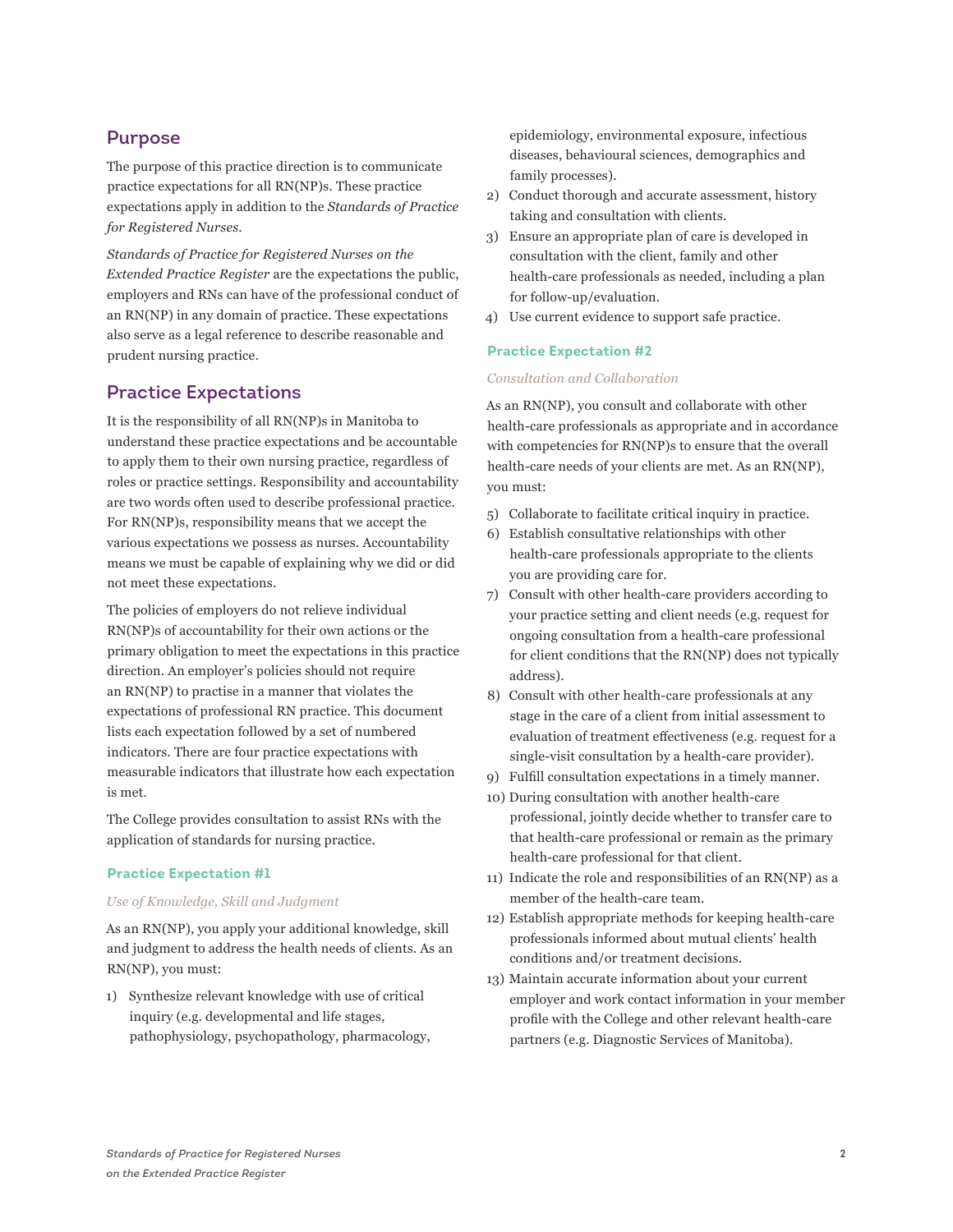## Purpose

The purpose of this practice direction is to communicate practice expectations for all RN(NP)s. These practice expectations apply in addition to the *Standards of Practice for Registered Nurses*.

*Standards of Practice for Registered Nurses on the Extended Practice Register* are the expectations the public, employers and RNs can have of the professional conduct of an RN(NP) in any domain of practice. These expectations also serve as a legal reference to describe reasonable and prudent nursing practice.

## Practice Expectations

It is the responsibility of all RN(NP)s in Manitoba to understand these practice expectations and be accountable to apply them to their own nursing practice, regardless of roles or practice settings. Responsibility and accountability are two words often used to describe professional practice. For RN(NP)s, responsibility means that we accept the various expectations we possess as nurses. Accountability means we must be capable of explaining why we did or did not meet these expectations.

The policies of employers do not relieve individual RN(NP)s of accountability for their own actions or the primary obligation to meet the expectations in this practice direction. An employer's policies should not require an RN(NP) to practise in a manner that violates the expectations of professional RN practice. This document lists each expectation followed by a set of numbered indicators. There are four practice expectations with measurable indicators that illustrate how each expectation is met.

The College provides consultation to assist RNs with the application of standards for nursing practice.

### Practice Expectation #1

*Use of Knowledge, Skill and Judgment*

As an RN(NP), you apply your additional knowledge, skill and judgment to address the health needs of clients. As an RN(NP), you must:

1) Synthesize relevant knowledge with use of critical inquiry (e.g. developmental and life stages, pathophysiology, psychopathology, pharmacology, epidemiology, environmental exposure, infectious diseases, behavioural sciences, demographics and family processes).
2) Conduct thorough and accurate assessment, history taking and consultation with clients.
3) Ensure an appropriate plan of care is developed in consultation with the client, family and other health-care professionals as needed, including a plan for follow-up/evaluation.
4) Use current evidence to support safe practice.

### Practice Expectation #2

*Consultation and Collaboration*

As an RN(NP), you consult and collaborate with other health-care professionals as appropriate and in accordance with competencies for RN(NP)s to ensure that the overall health-care needs of your clients are met. As an RN(NP), you must:

5) Collaborate to facilitate critical inquiry in practice.
6) Establish consultative relationships with other health-care professionals appropriate to the clients you are providing care for.
7) Consult with other health-care providers according to your practice setting and client needs (e.g. request for ongoing consultation from a health-care professional for client conditions that the RN(NP) does not typically address).
8) Consult with other health-care professionals at any stage in the care of a client from initial assessment to evaluation of treatment effectiveness (e.g. request for a single-visit consultation by a health-care provider).
9) Fulfill consultation expectations in a timely manner.
10) During consultation with another health-care professional, jointly decide whether to transfer care to that health-care professional or remain as the primary health-care professional for that client.
11) Indicate the role and responsibilities of an RN(NP) as a member of the health-care team.
12) Establish appropriate methods for keeping health-care professionals informed about mutual clients' health conditions and/or treatment decisions.
13) Maintain accurate information about your current employer and work contact information in your member profile with the College and other relevant health-care partners (e.g. Diagnostic Services of Manitoba).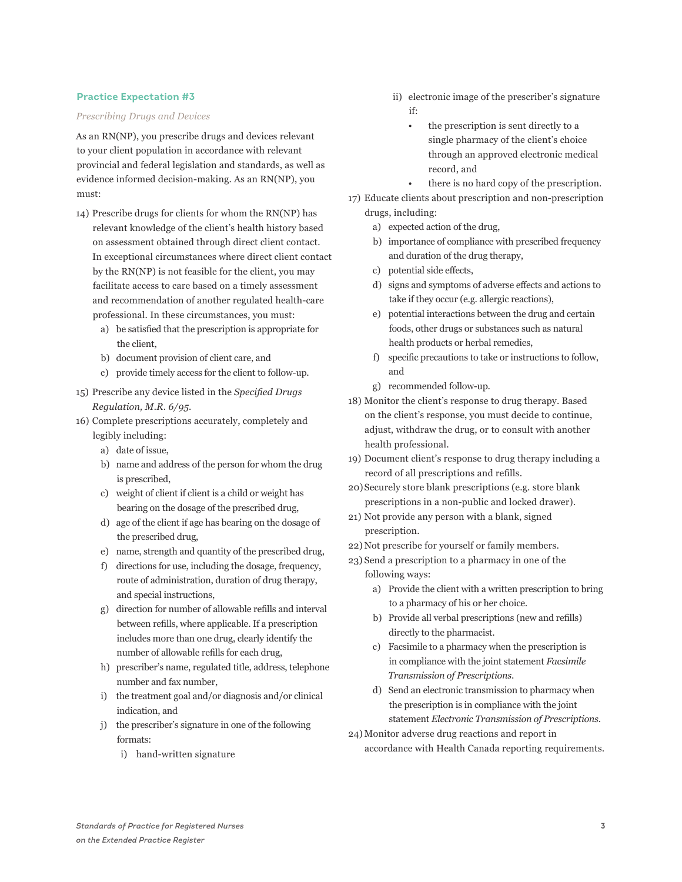## Practice Expectation #3

*Prescribing Drugs and Devices*

As an RN(NP), you prescribe drugs and devices relevant to your client population in accordance with relevant provincial and federal legislation and standards, as well as evidence informed decision-making. As an RN(NP), you must:

14) Prescribe drugs for clients for whom the RN(NP) has relevant knowledge of the client's health history based on assessment obtained through direct client contact. In exceptional circumstances where direct client contact by the RN(NP) is not feasible for the client, you may facilitate access to care based on a timely assessment and recommendation of another regulated health-care professional. In these circumstances, you must:
    a) be satisfied that the prescription is appropriate for the client,
    b) document provision of client care, and
    c) provide timely access for the client to follow-up.
15) Prescribe any device listed in the *Specified Drugs Regulation, M.R. 6/95.*
16) Complete prescriptions accurately, completely and legibly including:
    a) date of issue,
    b) name and address of the person for whom the drug is prescribed,
    c) weight of client if client is a child or weight has bearing on the dosage of the prescribed drug,
    d) age of the client if age has bearing on the dosage of the prescribed drug,
    e) name, strength and quantity of the prescribed drug,
    f) directions for use, including the dosage, frequency, route of administration, duration of drug therapy, and special instructions,
    g) direction for number of allowable refills and interval between refills, where applicable. If a prescription includes more than one drug, clearly identify the number of allowable refills for each drug,
    h) prescriber's name, regulated title, address, telephone number and fax number,
    i) the treatment goal and/or diagnosis and/or clinical indication, and
    j) the prescriber's signature in one of the following formats:
        i) hand-written signature
        ii) electronic image of the prescriber's signature if:
            - the prescription is sent directly to a single pharmacy of the client's choice through an approved electronic medical record, and
            - there is no hard copy of the prescription.
17) Educate clients about prescription and non-prescription drugs, including:
    a) expected action of the drug,
    b) importance of compliance with prescribed frequency and duration of the drug therapy,
    c) potential side effects,
    d) signs and symptoms of adverse effects and actions to take if they occur (e.g. allergic reactions),
    e) potential interactions between the drug and certain foods, other drugs or substances such as natural health products or herbal remedies,
    f) specific precautions to take or instructions to follow, and
    g) recommended follow-up.
18) Monitor the client's response to drug therapy. Based on the client's response, you must decide to continue, adjust, withdraw the drug, or to consult with another health professional.
19) Document client's response to drug therapy including a record of all prescriptions and refills.
20) Securely store blank prescriptions (e.g. store blank prescriptions in a non-public and locked drawer).
21) Not provide any person with a blank, signed prescription.
22) Not prescribe for yourself or family members.
23) Send a prescription to a pharmacy in one of the following ways:
    a) Provide the client with a written prescription to bring to a pharmacy of his or her choice.
    b) Provide all verbal prescriptions (new and refills) directly to the pharmacist.
    c) Facsimile to a pharmacy when the prescription is in compliance with the joint statement *Facsimile Transmission of Prescriptions.*
    d) Send an electronic transmission to pharmacy when the prescription is in compliance with the joint statement *Electronic Transmission of Prescriptions.*
24) Monitor adverse drug reactions and report in accordance with Health Canada reporting requirements.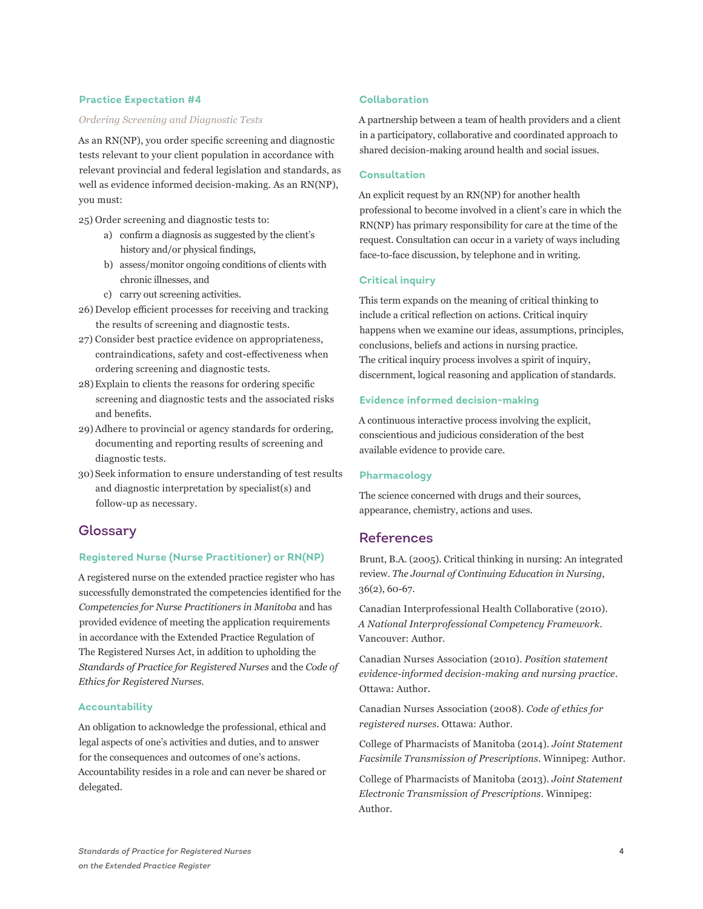### Practice Expectation #4

*Ordering Screening and Diagnostic Tests*

As an RN(NP), you order specific screening and diagnostic tests relevant to your client population in accordance with relevant provincial and federal legislation and standards, as well as evidence informed decision-making. As an RN(NP), you must:

25) Order screening and diagnostic tests to:
   a) confirm a diagnosis as suggested by the client's history and/or physical findings,
   b) assess/monitor ongoing conditions of clients with chronic illnesses, and
   c) carry out screening activities.

26) Develop efficient processes for receiving and tracking the results of screening and diagnostic tests.

27) Consider best practice evidence on appropriateness, contraindications, safety and cost-effectiveness when ordering screening and diagnostic tests.

28) Explain to clients the reasons for ordering specific screening and diagnostic tests and the associated risks and benefits.

29) Adhere to provincial or agency standards for ordering, documenting and reporting results of screening and diagnostic tests.

30) Seek information to ensure understanding of test results and diagnostic interpretation by specialist(s) and follow-up as necessary.

## Glossary

### Registered Nurse (Nurse Practitioner) or RN(NP)

A registered nurse on the extended practice register who has successfully demonstrated the competencies identified for the *Competencies for Nurse Practitioners in Manitoba* and has provided evidence of meeting the application requirements in accordance with the Extended Practice Regulation of The Registered Nurses Act, in addition to upholding the *Standards of Practice for Registered Nurses* and the *Code of Ethics for Registered Nurses.*

### Accountability

An obligation to acknowledge the professional, ethical and legal aspects of one's activities and duties, and to answer for the consequences and outcomes of one's actions. Accountability resides in a role and can never be shared or delegated.

### Collaboration

A partnership between a team of health providers and a client in a participatory, collaborative and coordinated approach to shared decision-making around health and social issues.

### Consultation

An explicit request by an RN(NP) for another health professional to become involved in a client's care in which the RN(NP) has primary responsibility for care at the time of the request. Consultation can occur in a variety of ways including face-to-face discussion, by telephone and in writing.

### Critical inquiry

This term expands on the meaning of critical thinking to include a critical reflection on actions. Critical inquiry happens when we examine our ideas, assumptions, principles, conclusions, beliefs and actions in nursing practice. The critical inquiry process involves a spirit of inquiry, discernment, logical reasoning and application of standards.

### Evidence informed decision-making

A continuous interactive process involving the explicit, conscientious and judicious consideration of the best available evidence to provide care.

### Pharmacology

The science concerned with drugs and their sources, appearance, chemistry, actions and uses.

## References

Brunt, B.A. (2005). Critical thinking in nursing: An integrated review. *The Journal of Continuing Education in Nursing*, 36(2), 60-67.

Canadian Interprofessional Health Collaborative (2010). *A National Interprofessional Competency Framework*. Vancouver: Author.

Canadian Nurses Association (2010). *Position statement evidence-informed decision-making and nursing practice*. Ottawa: Author.

Canadian Nurses Association (2008). *Code of ethics for registered nurses*. Ottawa: Author.

College of Pharmacists of Manitoba (2014). *Joint Statement Facsimile Transmission of Prescriptions*. Winnipeg: Author.

College of Pharmacists of Manitoba (2013). *Joint Statement Electronic Transmission of Prescriptions*. Winnipeg: Author.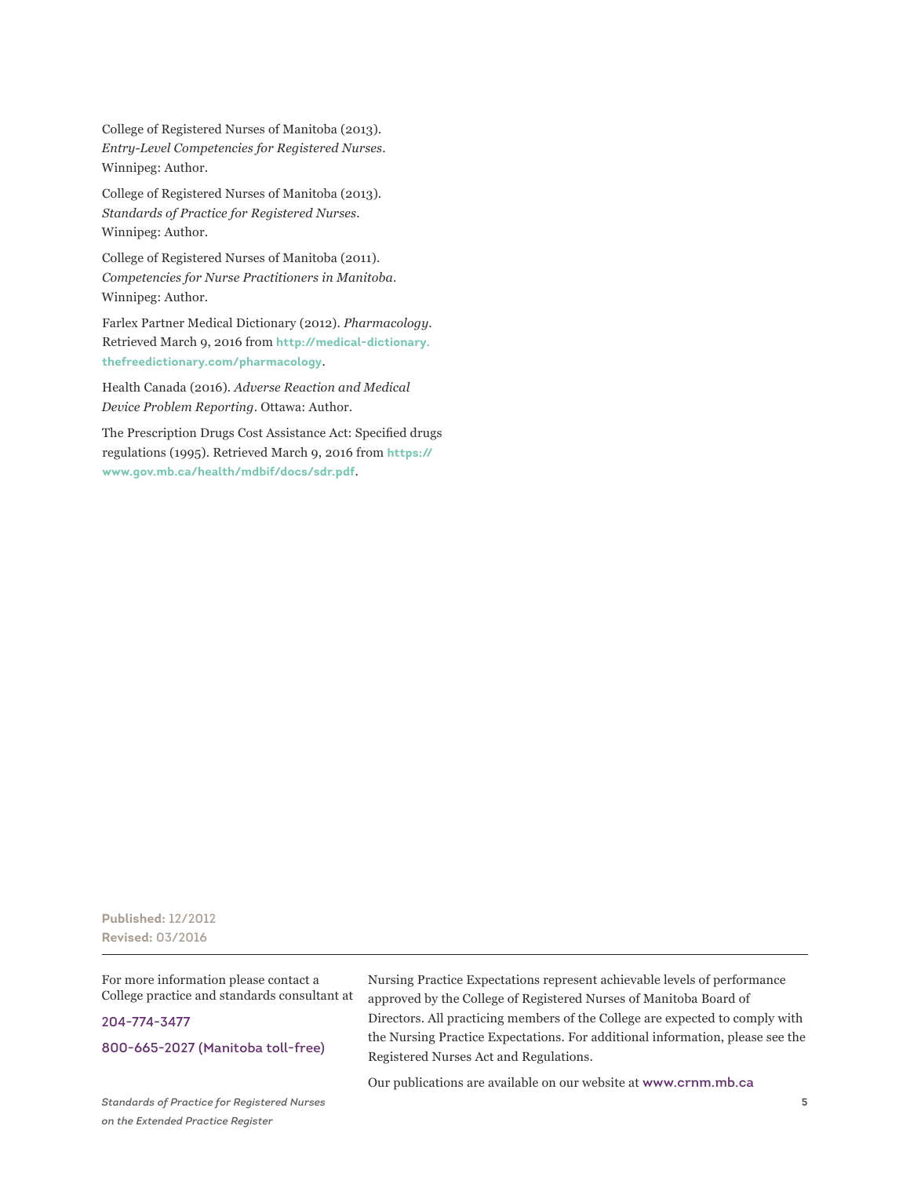College of Registered Nurses of Manitoba (2013). *Entry-Level Competencies for Registered Nurses*. Winnipeg: Author.

College of Registered Nurses of Manitoba (2013). *Standards of Practice for Registered Nurses*. Winnipeg: Author.

College of Registered Nurses of Manitoba (2011). *Competencies for Nurse Practitioners in Manitoba*. Winnipeg: Author.

Farlex Partner Medical Dictionary (2012). *Pharmacology*. Retrieved March 9, 2016 from **http://medical-dictionary.thefreedictionary.com/pharmacology**.

Health Canada (2016). *Adverse Reaction and Medical Device Problem Reporting*. Ottawa: Author.

The Prescription Drugs Cost Assistance Act: Specified drugs regulations (1995). Retrieved March 9, 2016 from **https://www.gov.mb.ca/health/mdbif/docs/sdr.pdf**.

**Published:** 12/2012
**Revised:** 03/2016

For more information please contact a College practice and standards consultant at

204-774-3477

800-665-2027 (Manitoba toll-free)

Nursing Practice Expectations represent achievable levels of performance approved by the College of Registered Nurses of Manitoba Board of Directors. All practicing members of the College are expected to comply with the Nursing Practice Expectations. For additional information, please see the Registered Nurses Act and Regulations.

Our publications are available on our website at www.crnm.mb.ca